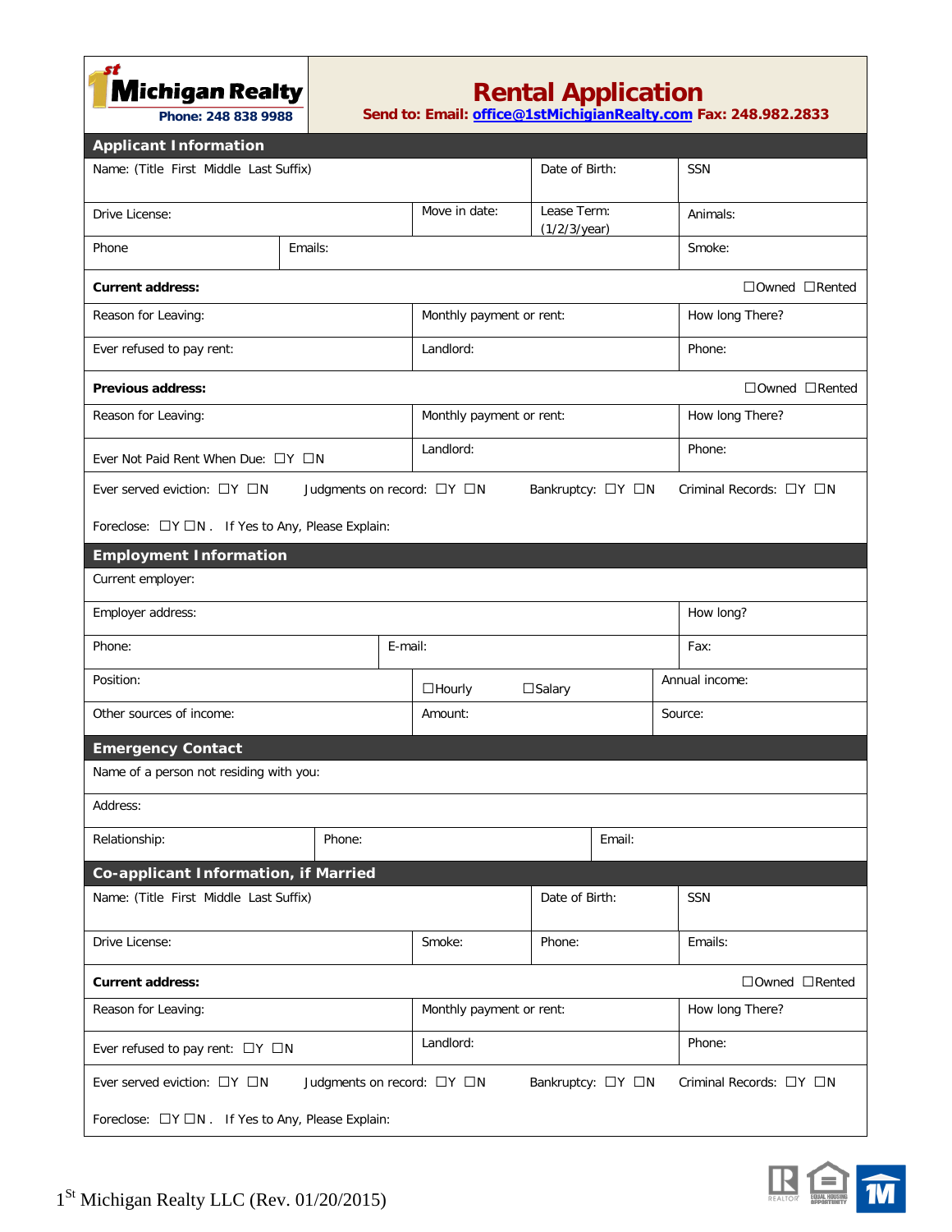**1st Michigan Realty**
**Phone: 248 838 9988**

# Rental Application

**Send to: Email: office@1stMichiganRealty.com Fax: 248.982.2833**

## Applicant Information

| Name: (Title First Middle Last Suffix) | | | Date of Birth: | SSN |
|---|---|---|---|---|
| Drive License: | | Move in date: | Lease Term: (1/2/3/year) | Animals: |
| Phone | Emails: | | | Smoke: |

| **Current address:** | | ☐Owned ☐Rented |
|---|---|---|
| Reason for Leaving: | Monthly payment or rent: | How long There? |
| Ever refused to pay rent: | Landlord: | Phone: |

| **Previous address:** | | ☐Owned ☐Rented |
|---|---|---|
| Reason for Leaving: | Monthly payment or rent: | How long There? |
| Ever Not Paid Rent When Due: ☐Y ☐N | Landlord: | Phone: |

Ever served eviction: ☐Y ☐N    Judgments on record: ☐Y ☐N    Bankruptcy: ☐Y ☐N    Criminal Records: ☐Y ☐N

Foreclose: ☐Y ☐N . If Yes to Any, Please Explain:

## Employment Information

| Current employer: | | |
|---|---|---|
| Employer address: | | How long? |
| Phone: | E-mail: | Fax: |
| Position: | ☐Hourly ☐Salary | Annual income: |
| Other sources of income: | Amount: | Source: |

## Emergency Contact

| Name of a person not residing with you: | | |
|---|---|---|
| Address: | | |
| Relationship: | Phone: | Email: |

## Co-applicant Information, if Married

| Name: (Title First Middle Last Suffix) | | Date of Birth: | SSN |
|---|---|---|---|
| Drive License: | Smoke: | Phone: | Emails: |

| **Current address:** | | ☐Owned ☐Rented |
|---|---|---|
| Reason for Leaving: | Monthly payment or rent: | How long There? |
| Ever refused to pay rent: ☐Y ☐N | Landlord: | Phone: |

Ever served eviction: ☐Y ☐N    Judgments on record: ☐Y ☐N    Bankruptcy: ☐Y ☐N    Criminal Records: ☐Y ☐N

Foreclose: ☐Y ☐N . If Yes to Any, Please Explain:

1st Michigan Realty LLC (Rev. 01/20/2015)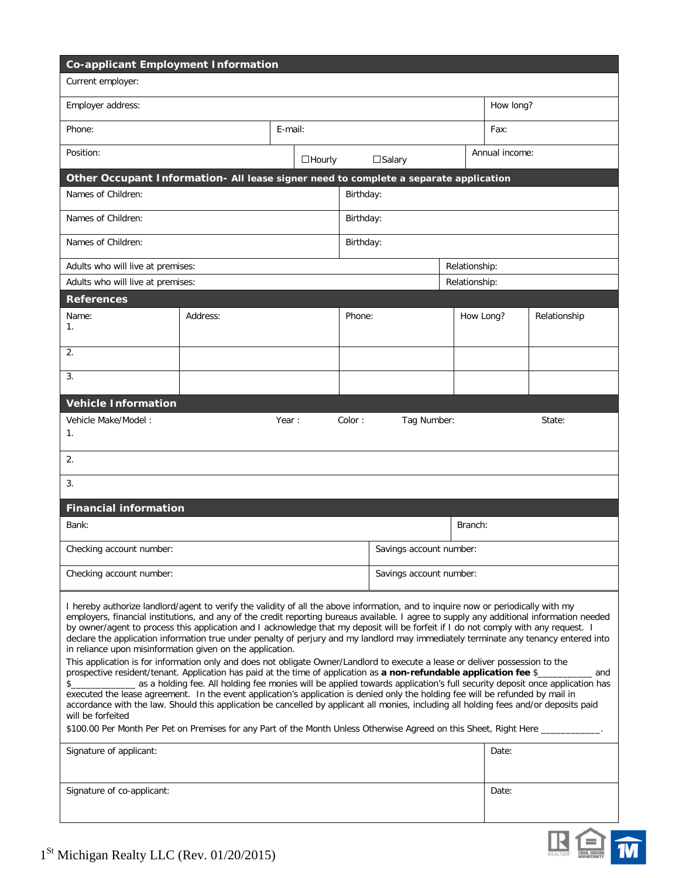## Co-applicant Employment Information

| | | | |
|---|---|---|---|
| Current employer: | | | |
| Employer address: | | | How long? |
| Phone: | E-mail: | | Fax: |
| Position: | ☐Hourly | ☐Salary | Annual income: |

## Other Occupant Information- All lease signer need to complete a separate application

| | |
|---|---|
| Names of Children: | Birthday: |
| Names of Children: | Birthday: |
| Names of Children: | Birthday: |
| Adults who will live at premises: | Relationship: |
| Adults who will live at premises: | Relationship: |

## References

| Name: | Address: | Phone: | How Long? | Relationship |
|---|---|---|---|---|
| 1. | | | | |
| 2. | | | | |
| 3. | | | | |

## Vehicle Information

| Vehicle Make/Model : | Year : | Color : | Tag Number: | State: |
|---|---|---|---|---|
| 1. | | | | |
| 2. | | | | |
| 3. | | | | |

## Financial information

| | |
|---|---|
| Bank: | Branch: |
| Checking account number: | Savings account number: |
| Checking account number: | Savings account number: |

I hereby authorize landlord/agent to verify the validity of all the above information, and to inquire now or periodically with my employers, financial institutions, and any of the credit reporting bureaus available. I agree to supply any additional information needed by owner/agent to process this application and I acknowledge that my deposit will be forfeit if I do not comply with any request. I declare the application information true under penalty of perjury and my landlord may immediately terminate any tenancy entered into in reliance upon misinformation given on the application.

This application is for information only and does not obligate Owner/Landlord to execute a lease or deliver possession to the prospective resident/tenant. Application has paid at the time of application as **a non-refundable application fee** $___________ and $_____________ as a holding fee. All holding fee monies will be applied towards application's full security deposit once application has executed the lease agreement. In the event application's application is denied only the holding fee will be refunded by mail in accordance with the law. Should this application be cancelled by applicant all monies, including all holding fees and/or deposits paid will be forfeited

$100.00 Per Month Per Pet on Premises for any Part of the Month Unless Otherwise Agreed on this Sheet, Right Here ____________.

| | |
|---|---|
| Signature of applicant: | Date: |
| Signature of co-applicant: | Date: |

1St Michigan Realty LLC (Rev. 01/20/2015)